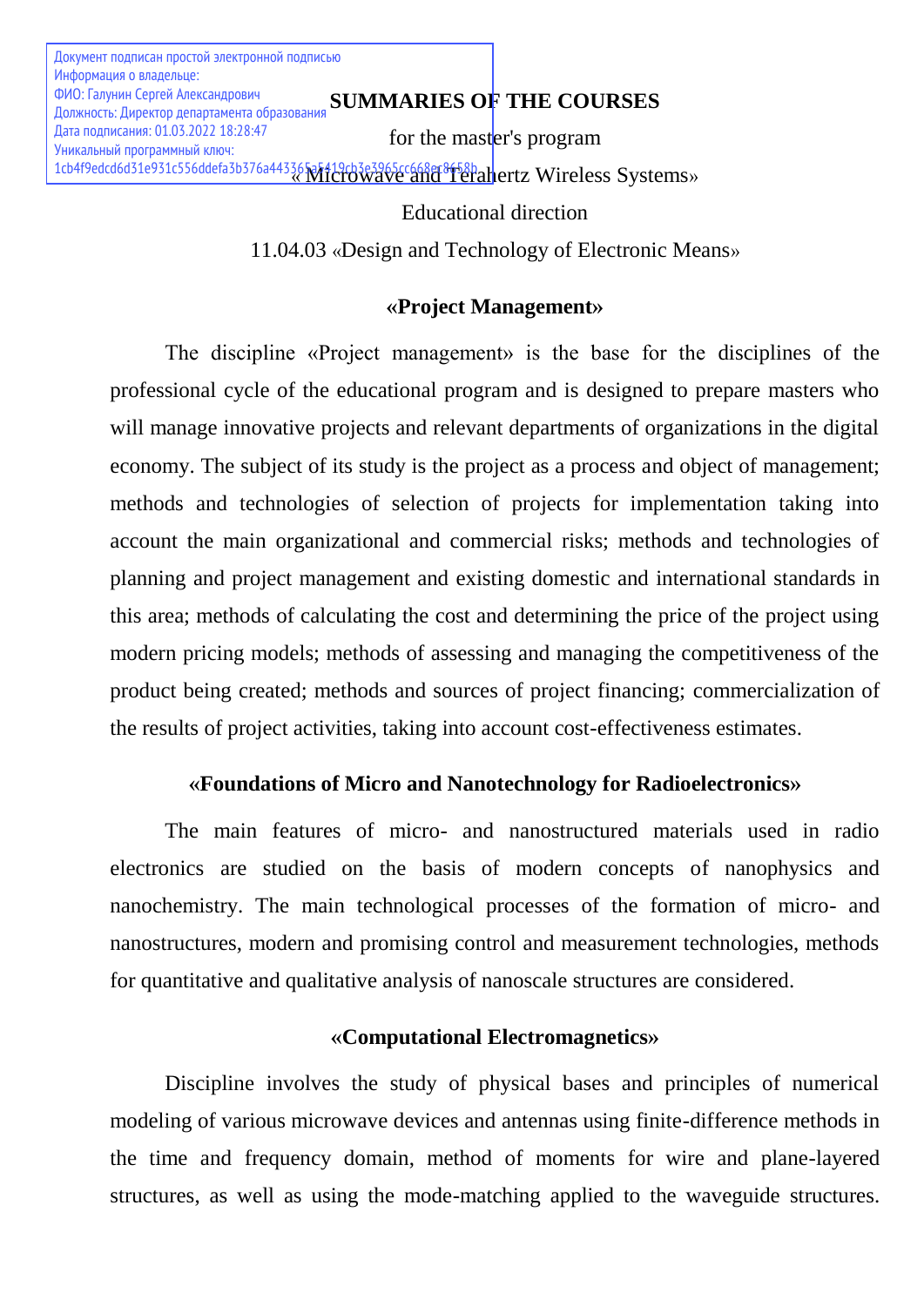Документ подписан простой электронной подписью
Информация о владельце:
ФИО: Галунин Сергей Александрович
Должность: Директор департамента образования
Дата подписания: 01.03.2022 18:28:47
Уникальный программный ключ:
1cb4f9edcd6d31e931c556ddefa3b376a443365a5419cb3e3965cc668ec8658b

# SUMMARIES OF THE COURSES

for the master's program

« Microwave and Terahertz Wireless Systems»

Educational direction

11.04.03 «Design and Technology of Electronic Means»

## «Project Management»

The discipline «Project management» is the base for the disciplines of the professional cycle of the educational program and is designed to prepare masters who will manage innovative projects and relevant departments of organizations in the digital economy. The subject of its study is the project as a process and object of management; methods and technologies of selection of projects for implementation taking into account the main organizational and commercial risks; methods and technologies of planning and project management and existing domestic and international standards in this area; methods of calculating the cost and determining the price of the project using modern pricing models; methods of assessing and managing the competitiveness of the product being created; methods and sources of project financing; commercialization of the results of project activities, taking into account cost-effectiveness estimates.

## «Foundations of Micro and Nanotechnology for Radioelectronics»

The main features of micro- and nanostructured materials used in radio electronics are studied on the basis of modern concepts of nanophysics and nanochemistry. The main technological processes of the formation of micro- and nanostructures, modern and promising control and measurement technologies, methods for quantitative and qualitative analysis of nanoscale structures are considered.

## «Computational Electromagnetics»

Discipline involves the study of physical bases and principles of numerical modeling of various microwave devices and antennas using finite-difference methods in the time and frequency domain, method of moments for wire and plane-layered structures, as well as using the mode-matching applied to the waveguide structures.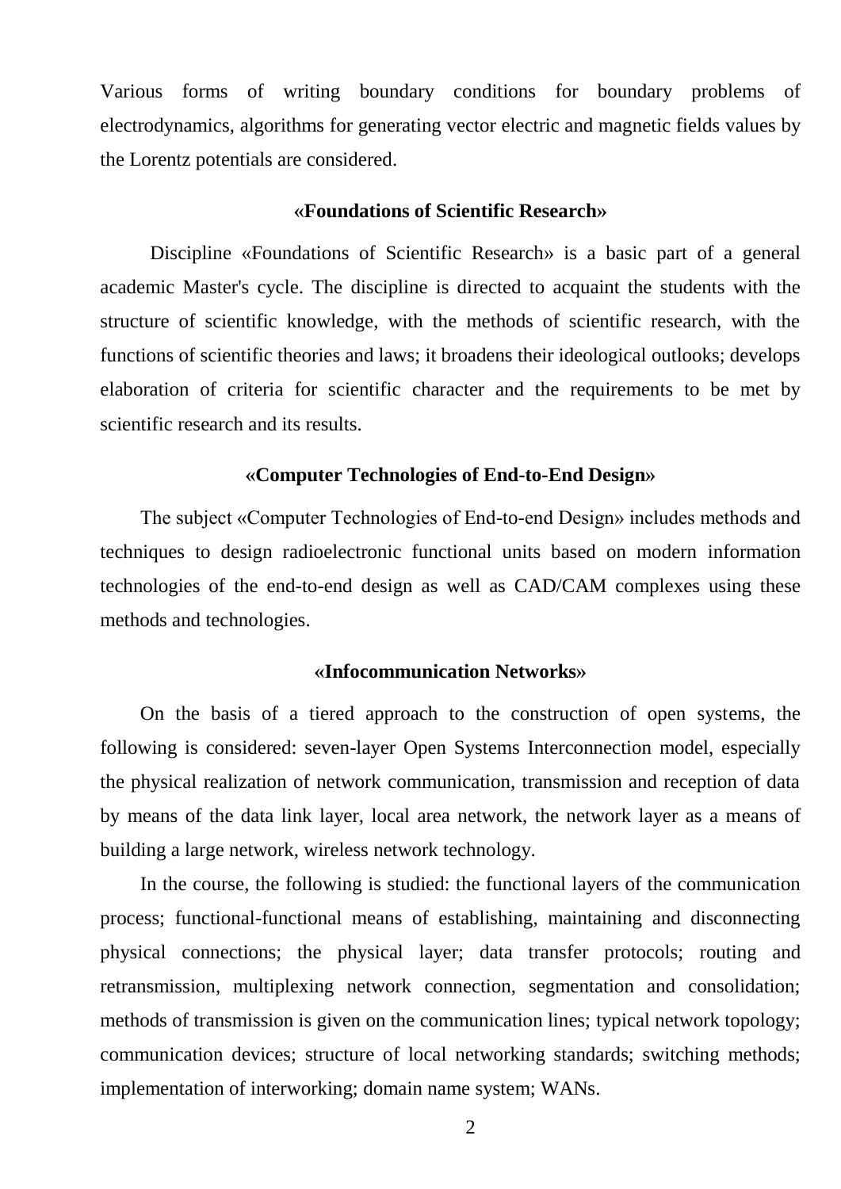Various forms of writing boundary conditions for boundary problems of electrodynamics, algorithms for generating vector electric and magnetic fields values by the Lorentz potentials are considered.

### «Foundations of Scientific Research»

Discipline «Foundations of Scientific Research» is a basic part of a general academic Master's cycle. The discipline is directed to acquaint the students with the structure of scientific knowledge, with the methods of scientific research, with the functions of scientific theories and laws; it broadens their ideological outlooks; develops elaboration of criteria for scientific character and the requirements to be met by scientific research and its results.

### «Computer Technologies of End-to-End Design»

The subject «Computer Technologies of End-to-end Design» includes methods and techniques to design radioelectronic functional units based on modern information technologies of the end-to-end design as well as CAD/CAM complexes using these methods and technologies.

### «Infocommunication Networks»

On the basis of a tiered approach to the construction of open systems, the following is considered: seven-layer Open Systems Interconnection model, especially the physical realization of network communication, transmission and reception of data by means of the data link layer, local area network, the network layer as a means of building a large network, wireless network technology.

In the course, the following is studied: the functional layers of the communication process; functional-functional means of establishing, maintaining and disconnecting physical connections; the physical layer; data transfer protocols; routing and retransmission, multiplexing network connection, segmentation and consolidation; methods of transmission is given on the communication lines; typical network topology; communication devices; structure of local networking standards; switching methods; implementation of interworking; domain name system; WANs.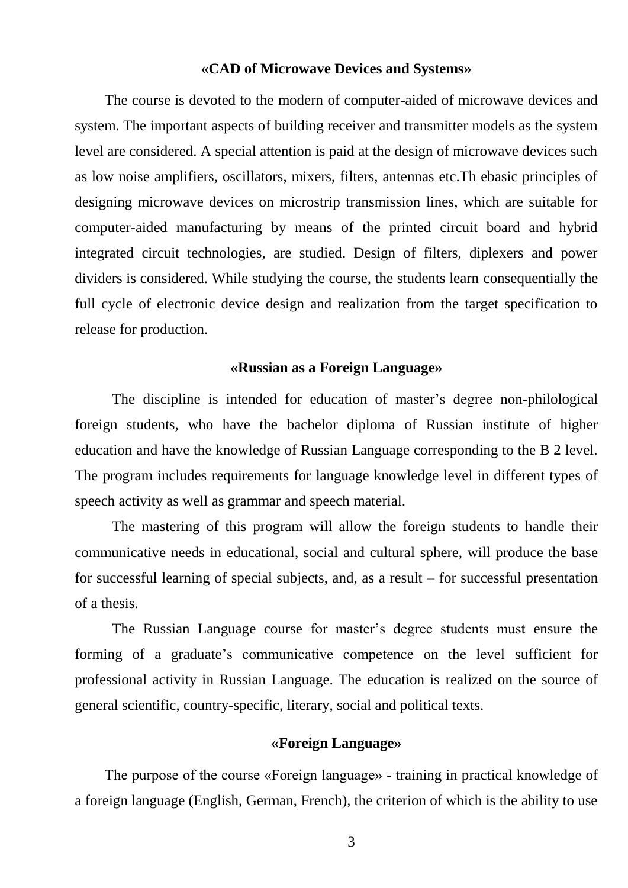### «CAD of Microwave Devices and Systems»

The course is devoted to the modern of computer-aided of microwave devices and system. The important aspects of building receiver and transmitter models as the system level are considered. A special attention is paid at the design of microwave devices such as low noise amplifiers, oscillators, mixers, filters, antennas etc.Th ebasic principles of designing microwave devices on microstrip transmission lines, which are suitable for computer-aided manufacturing by means of the printed circuit board and hybrid integrated circuit technologies, are studied. Design of filters, diplexers and power dividers is considered. While studying the course, the students learn consequentially the full cycle of electronic device design and realization from the target specification to release for production.

### «Russian as a Foreign Language»

The discipline is intended for education of master's degree non-philological foreign students, who have the bachelor diploma of Russian institute of higher education and have the knowledge of Russian Language corresponding to the B 2 level. The program includes requirements for language knowledge level in different types of speech activity as well as grammar and speech material.

The mastering of this program will allow the foreign students to handle their communicative needs in educational, social and cultural sphere, will produce the base for successful learning of special subjects, and, as a result – for successful presentation of a thesis.

The Russian Language course for master's degree students must ensure the forming of a graduate's communicative competence on the level sufficient for professional activity in Russian Language. The education is realized on the source of general scientific, country-specific, literary, social and political texts.

### «Foreign Language»

The purpose of the course «Foreign language» - training in practical knowledge of a foreign language (English, German, French), the criterion of which is the ability to use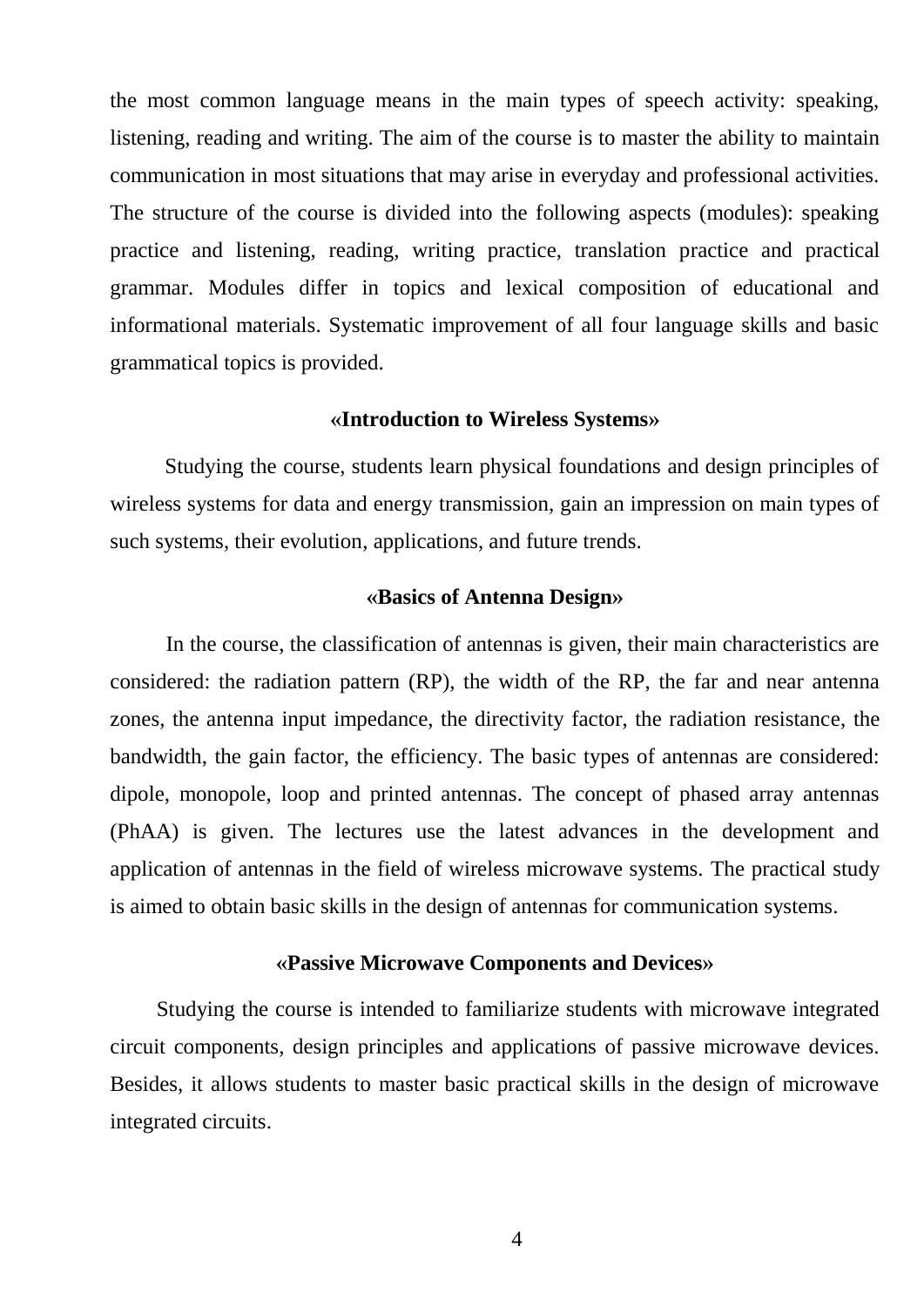the most common language means in the main types of speech activity: speaking, listening, reading and writing. The aim of the course is to master the ability to maintain communication in most situations that may arise in everyday and professional activities. The structure of the course is divided into the following aspects (modules): speaking practice and listening, reading, writing practice, translation practice and practical grammar. Modules differ in topics and lexical composition of educational and informational materials. Systematic improvement of all four language skills and basic grammatical topics is provided.

### «Introduction to Wireless Systems»

Studying the course, students learn physical foundations and design principles of wireless systems for data and energy transmission, gain an impression on main types of such systems, their evolution, applications, and future trends.

### «Basics of Antenna Design»

In the course, the classification of antennas is given, their main characteristics are considered: the radiation pattern (RP), the width of the RP, the far and near antenna zones, the antenna input impedance, the directivity factor, the radiation resistance, the bandwidth, the gain factor, the efficiency. The basic types of antennas are considered: dipole, monopole, loop and printed antennas. The concept of phased array antennas (PhAA) is given. The lectures use the latest advances in the development and application of antennas in the field of wireless microwave systems. The practical study is aimed to obtain basic skills in the design of antennas for communication systems.

### «Passive Microwave Components and Devices»

Studying the course is intended to familiarize students with microwave integrated circuit components, design principles and applications of passive microwave devices. Besides, it allows students to master basic practical skills in the design of microwave integrated circuits.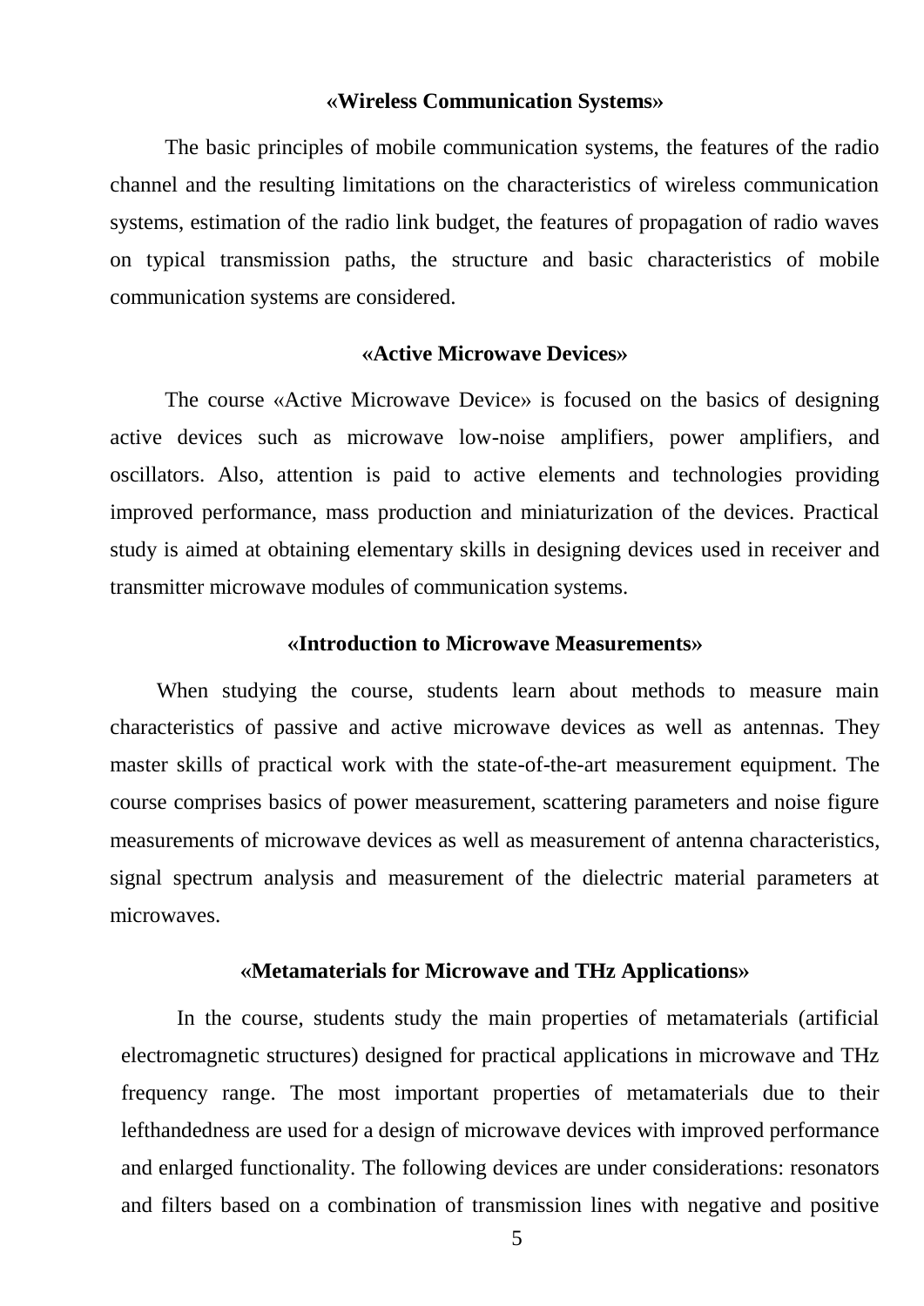### «Wireless Communication Systems»

The basic principles of mobile communication systems, the features of the radio channel and the resulting limitations on the characteristics of wireless communication systems, estimation of the radio link budget, the features of propagation of radio waves on typical transmission paths, the structure and basic characteristics of mobile communication systems are considered.

### «Active Microwave Devices»

The course «Active Microwave Device» is focused on the basics of designing active devices such as microwave low-noise amplifiers, power amplifiers, and oscillators. Also, attention is paid to active elements and technologies providing improved performance, mass production and miniaturization of the devices. Practical study is aimed at obtaining elementary skills in designing devices used in receiver and transmitter microwave modules of communication systems.

### «Introduction to Microwave Measurements»

When studying the course, students learn about methods to measure main characteristics of passive and active microwave devices as well as antennas. They master skills of practical work with the state-of-the-art measurement equipment. The course comprises basics of power measurement, scattering parameters and noise figure measurements of microwave devices as well as measurement of antenna characteristics, signal spectrum analysis and measurement of the dielectric material parameters at microwaves.

### «Metamaterials for Microwave and THz Applications»

In the course, students study the main properties of metamaterials (artificial electromagnetic structures) designed for practical applications in microwave and THz frequency range. The most important properties of metamaterials due to their lefthandedness are used for a design of microwave devices with improved performance and enlarged functionality. The following devices are under considerations: resonators and filters based on a combination of transmission lines with negative and positive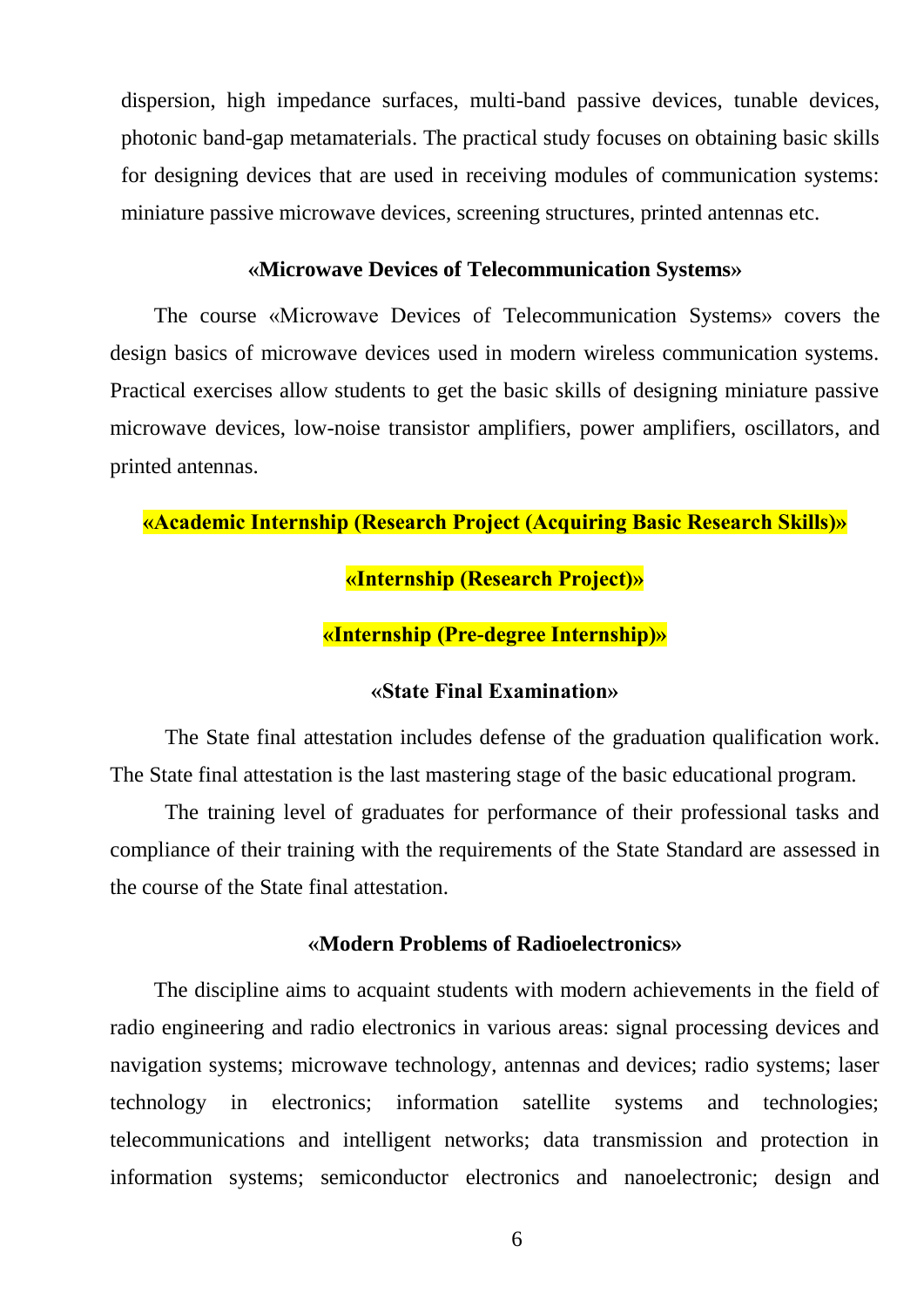dispersion, high impedance surfaces, multi-band passive devices, tunable devices, photonic band-gap metamaterials. The practical study focuses on obtaining basic skills for designing devices that are used in receiving modules of communication systems: miniature passive microwave devices, screening structures, printed antennas etc.

### «Microwave Devices of Telecommunication Systems»

The course «Microwave Devices of Telecommunication Systems» covers the design basics of microwave devices used in modern wireless communication systems. Practical exercises allow students to get the basic skills of designing miniature passive microwave devices, low-noise transistor amplifiers, power amplifiers, oscillators, and printed antennas.

### «Academic Internship (Research Project (Acquiring Basic Research Skills)»

### «Internship (Research Project)»

### «Internship (Pre-degree Internship)»

### «State Final Examination»

The State final attestation includes defense of the graduation qualification work. The State final attestation is the last mastering stage of the basic educational program.

The training level of graduates for performance of their professional tasks and compliance of their training with the requirements of the State Standard are assessed in the course of the State final attestation.

### «Modern Problems of Radioelectronics»

The discipline aims to acquaint students with modern achievements in the field of radio engineering and radio electronics in various areas: signal processing devices and navigation systems; microwave technology, antennas and devices; radio systems; laser technology in electronics; information satellite systems and technologies; telecommunications and intelligent networks; data transmission and protection in information systems; semiconductor electronics and nanoelectronic; design and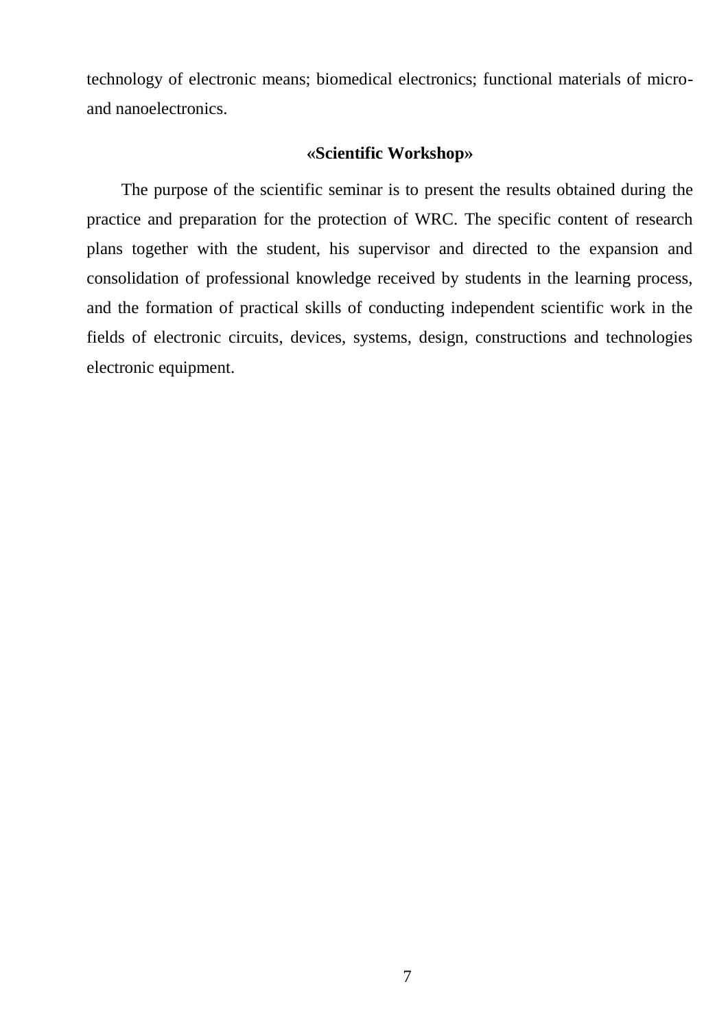technology of electronic means; biomedical electronics; functional materials of micro- and nanoelectronics.

### «Scientific Workshop»

The purpose of the scientific seminar is to present the results obtained during the practice and preparation for the protection of WRC. The specific content of research plans together with the student, his supervisor and directed to the expansion and consolidation of professional knowledge received by students in the learning process, and the formation of practical skills of conducting independent scientific work in the fields of electronic circuits, devices, systems, design, constructions and technologies electronic equipment.